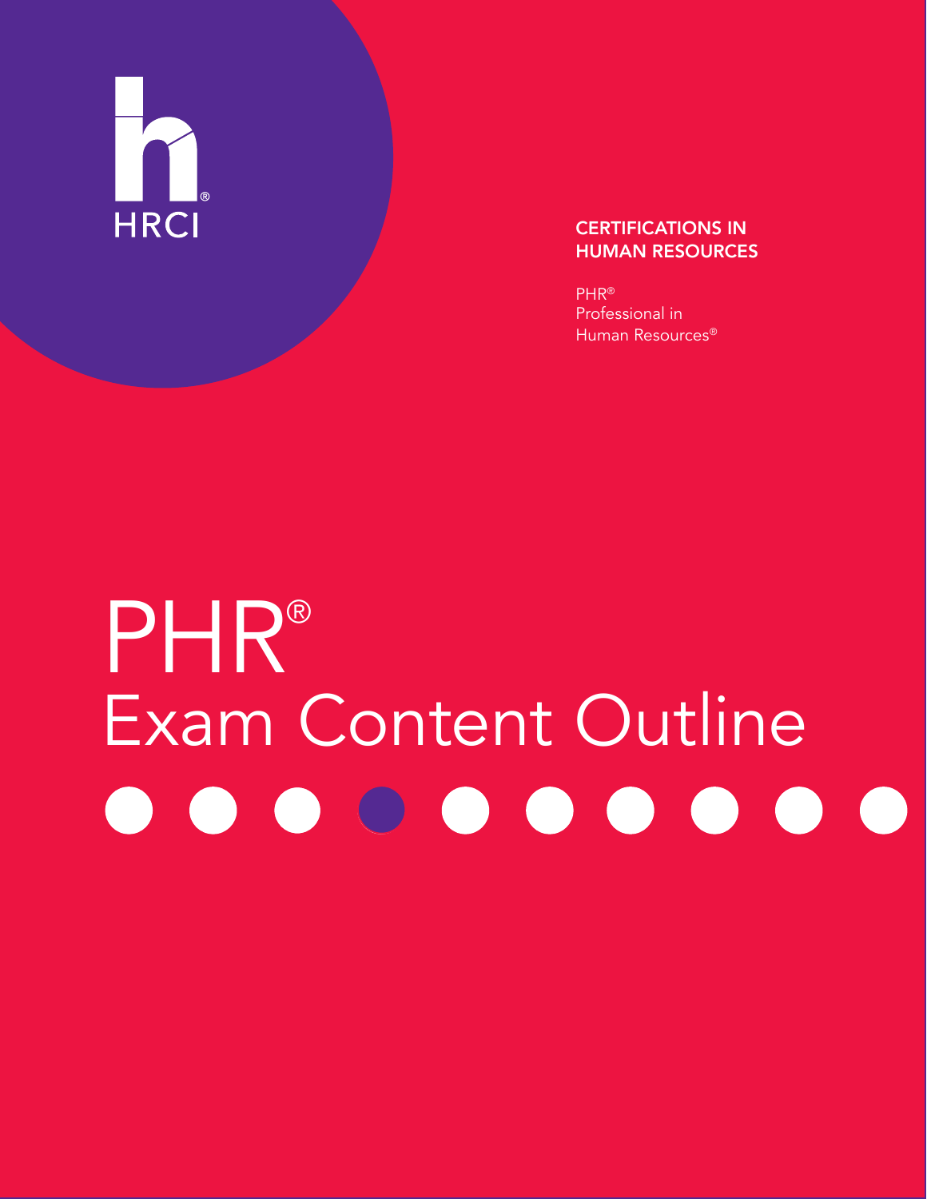HRCI

**CERTIFICATIONS IN HUMAN RESOURCES**

PHR®
Professional in
Human Resources®

# PHR®
# Exam Content Outline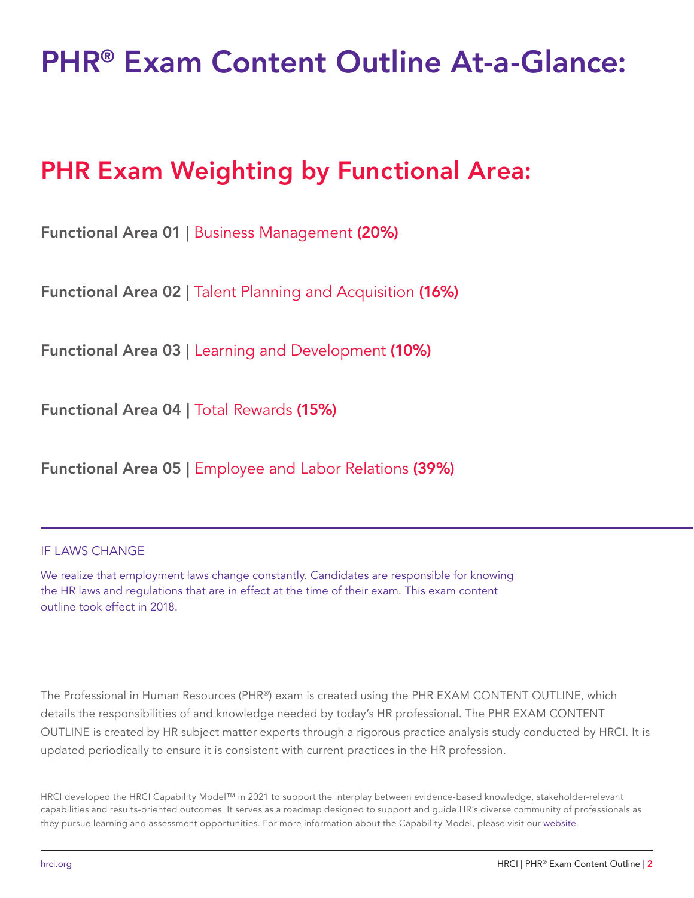# PHR® Exam Content Outline At-a-Glance:

## PHR Exam Weighting by Functional Area:

**Functional Area 01 |** Business Management **(20%)**

**Functional Area 02 |** Talent Planning and Acquisition **(16%)**

**Functional Area 03 |** Learning and Development **(10%)**

**Functional Area 04 |** Total Rewards **(15%)**

**Functional Area 05 |** Employee and Labor Relations **(39%)**

---

IF LAWS CHANGE

We realize that employment laws change constantly. Candidates are responsible for knowing the HR laws and regulations that are in effect at the time of their exam. This exam content outline took effect in 2018.

The Professional in Human Resources (PHR®) exam is created using the PHR EXAM CONTENT OUTLINE, which details the responsibilities of and knowledge needed by today's HR professional. The PHR EXAM CONTENT OUTLINE is created by HR subject matter experts through a rigorous practice analysis study conducted by HRCI. It is updated periodically to ensure it is consistent with current practices in the HR profession.

HRCI developed the HRCI Capability Model™ in 2021 to support the interplay between evidence-based knowledge, stakeholder-relevant capabilities and results-oriented outcomes. It serves as a roadmap designed to support and guide HR's diverse community of professionals as they pursue learning and assessment opportunities. For more information about the Capability Model, please visit our website.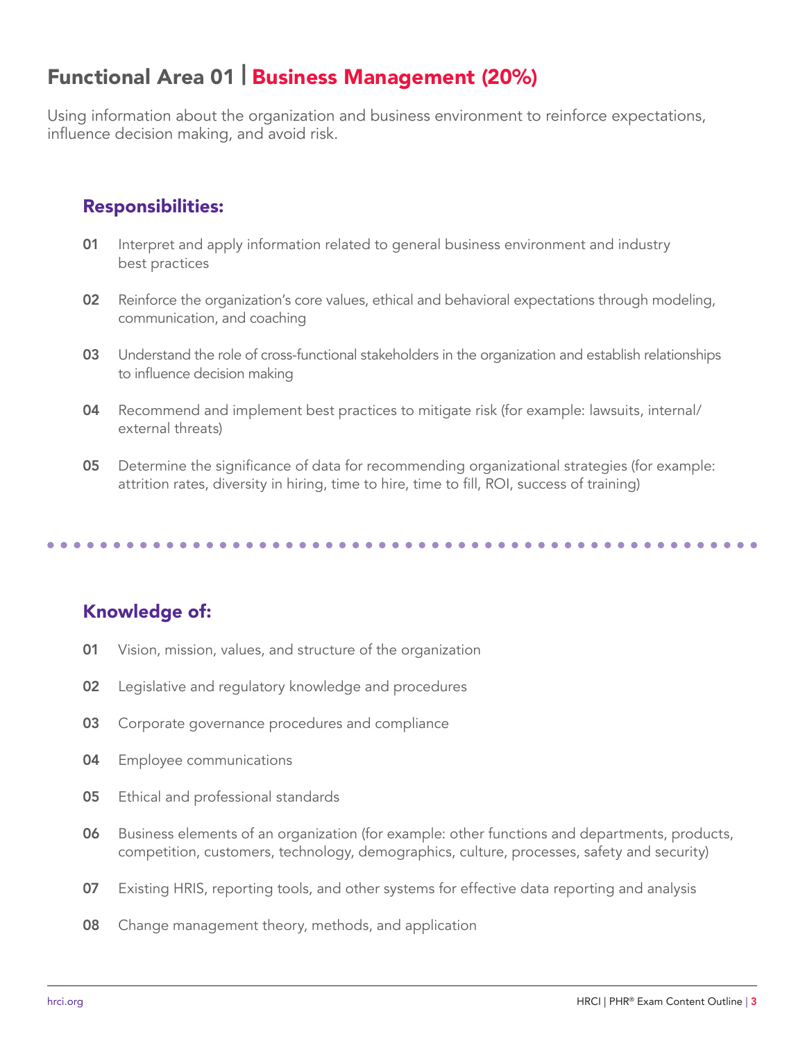## Functional Area 01 | Business Management (20%)

Using information about the organization and business environment to reinforce expectations, influence decision making, and avoid risk.

### Responsibilities:

**01** Interpret and apply information related to general business environment and industry best practices

**02** Reinforce the organization's core values, ethical and behavioral expectations through modeling, communication, and coaching

**03** Understand the role of cross-functional stakeholders in the organization and establish relationships to influence decision making

**04** Recommend and implement best practices to mitigate risk (for example: lawsuits, internal/external threats)

**05** Determine the significance of data for recommending organizational strategies (for example: attrition rates, diversity in hiring, time to hire, time to fill, ROI, success of training)

### Knowledge of:

**01** Vision, mission, values, and structure of the organization

**02** Legislative and regulatory knowledge and procedures

**03** Corporate governance procedures and compliance

**04** Employee communications

**05** Ethical and professional standards

**06** Business elements of an organization (for example: other functions and departments, products, competition, customers, technology, demographics, culture, processes, safety and security)

**07** Existing HRIS, reporting tools, and other systems for effective data reporting and analysis

**08** Change management theory, methods, and application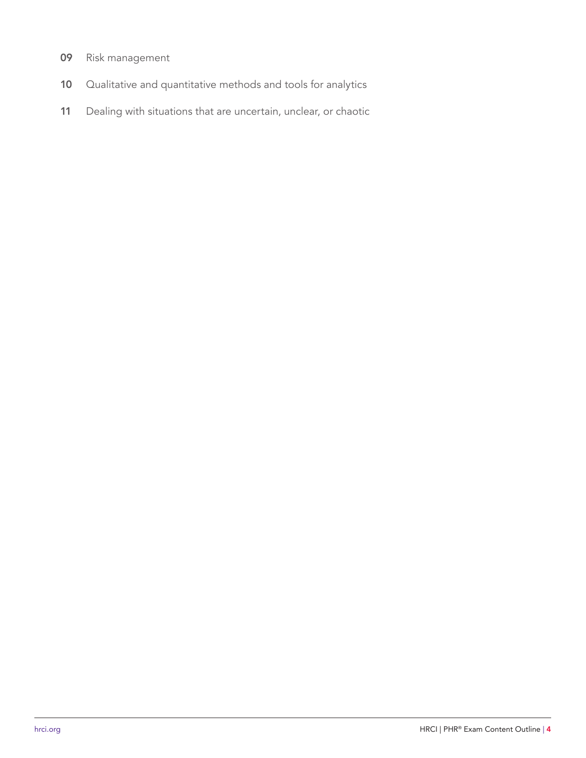**09** Risk management

**10** Qualitative and quantitative methods and tools for analytics

**11** Dealing with situations that are uncertain, unclear, or chaotic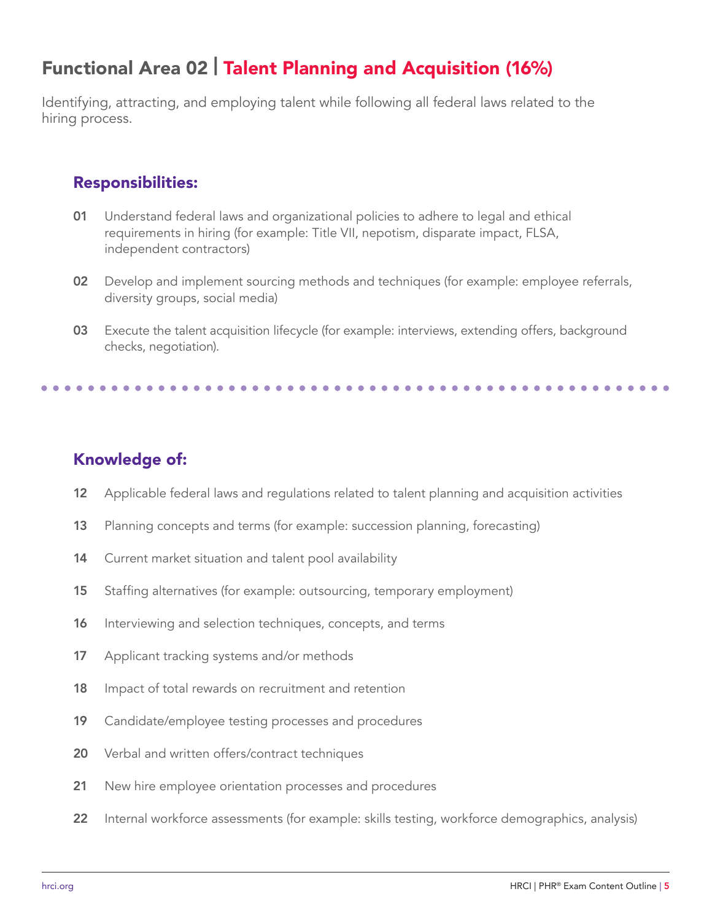## Functional Area 02 | Talent Planning and Acquisition (16%)

Identifying, attracting, and employing talent while following all federal laws related to the hiring process.

### Responsibilities:

**01** Understand federal laws and organizational policies to adhere to legal and ethical requirements in hiring (for example: Title VII, nepotism, disparate impact, FLSA, independent contractors)

**02** Develop and implement sourcing methods and techniques (for example: employee referrals, diversity groups, social media)

**03** Execute the talent acquisition lifecycle (for example: interviews, extending offers, background checks, negotiation).

### Knowledge of:

**12** Applicable federal laws and regulations related to talent planning and acquisition activities

**13** Planning concepts and terms (for example: succession planning, forecasting)

**14** Current market situation and talent pool availability

**15** Staffing alternatives (for example: outsourcing, temporary employment)

**16** Interviewing and selection techniques, concepts, and terms

**17** Applicant tracking systems and/or methods

**18** Impact of total rewards on recruitment and retention

**19** Candidate/employee testing processes and procedures

**20** Verbal and written offers/contract techniques

**21** New hire employee orientation processes and procedures

**22** Internal workforce assessments (for example: skills testing, workforce demographics, analysis)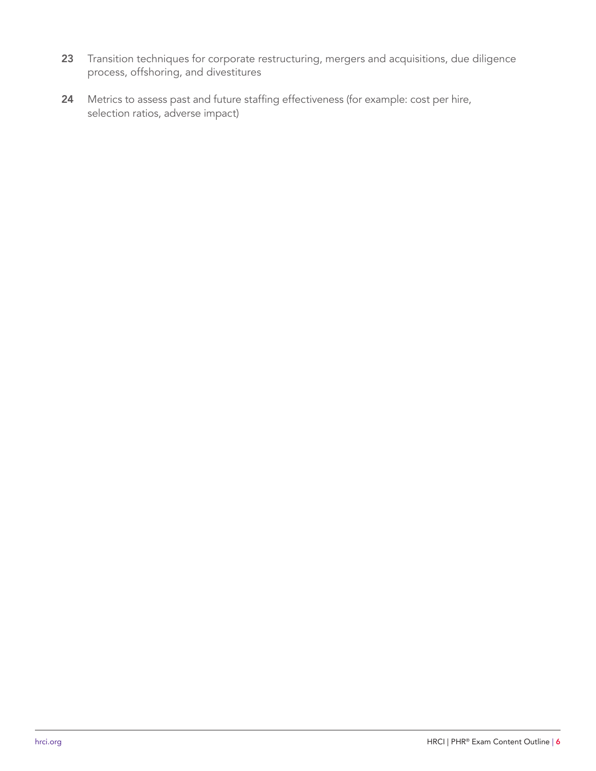**23** Transition techniques for corporate restructuring, mergers and acquisitions, due diligence process, offshoring, and divestitures

**24** Metrics to assess past and future staffing effectiveness (for example: cost per hire, selection ratios, adverse impact)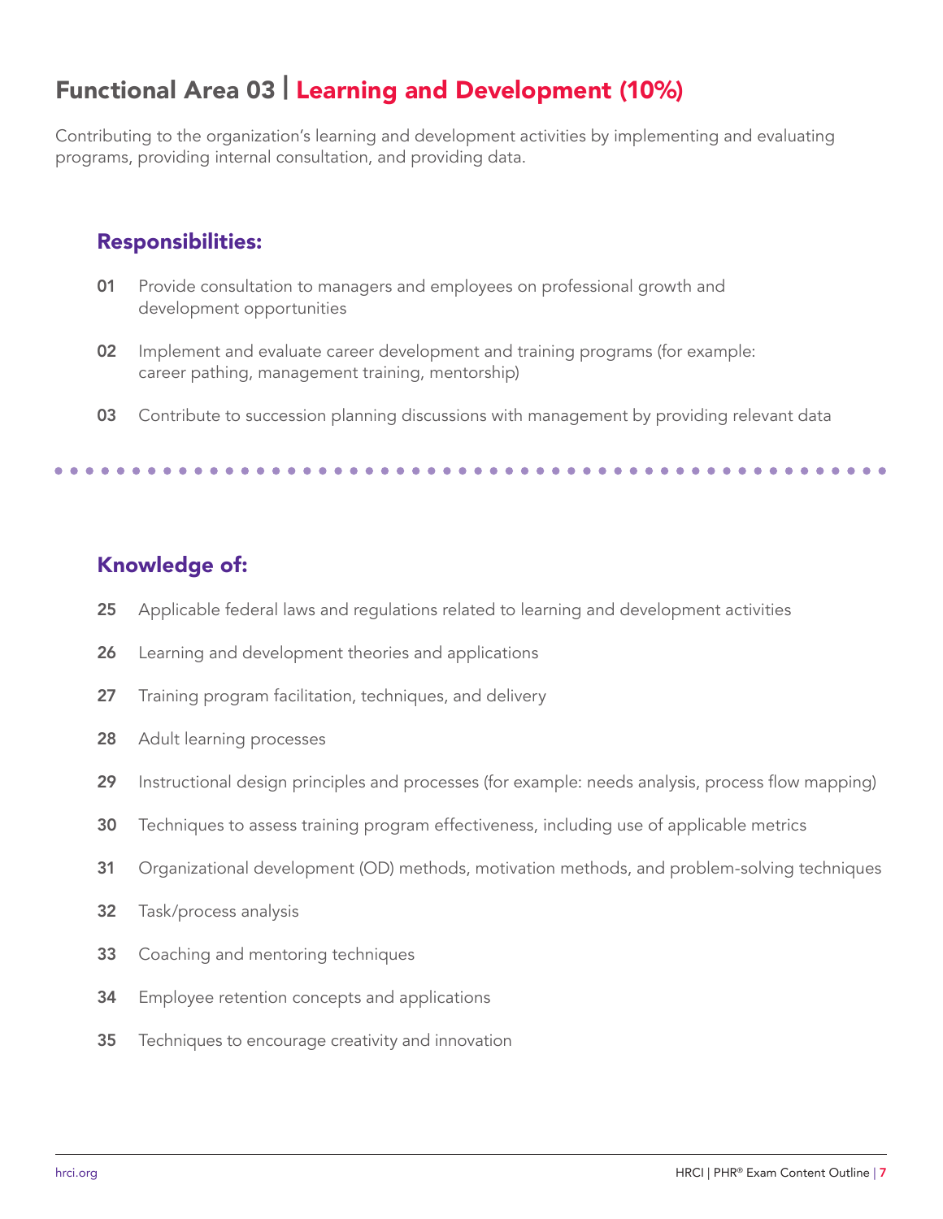# Functional Area 03 | Learning and Development (10%)

Contributing to the organization's learning and development activities by implementing and evaluating programs, providing internal consultation, and providing data.

## Responsibilities:

**01** Provide consultation to managers and employees on professional growth and development opportunities

**02** Implement and evaluate career development and training programs (for example: career pathing, management training, mentorship)

**03** Contribute to succession planning discussions with management by providing relevant data

## Knowledge of:

**25** Applicable federal laws and regulations related to learning and development activities

**26** Learning and development theories and applications

**27** Training program facilitation, techniques, and delivery

**28** Adult learning processes

**29** Instructional design principles and processes (for example: needs analysis, process flow mapping)

**30** Techniques to assess training program effectiveness, including use of applicable metrics

**31** Organizational development (OD) methods, motivation methods, and problem-solving techniques

**32** Task/process analysis

**33** Coaching and mentoring techniques

**34** Employee retention concepts and applications

**35** Techniques to encourage creativity and innovation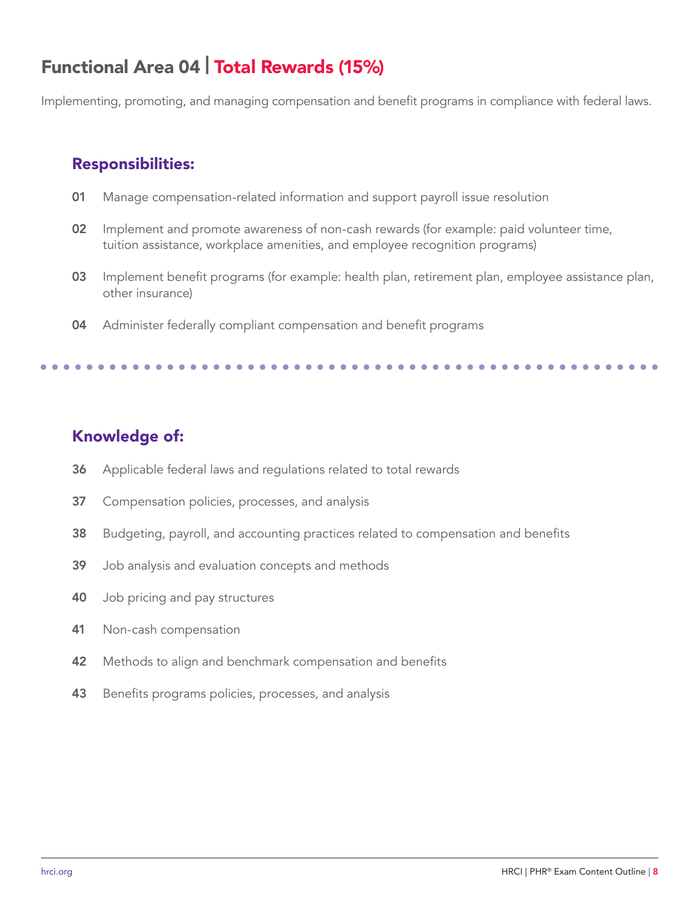## Functional Area 04 | Total Rewards (15%)

Implementing, promoting, and managing compensation and benefit programs in compliance with federal laws.

### Responsibilities:

**01** Manage compensation-related information and support payroll issue resolution

**02** Implement and promote awareness of non-cash rewards (for example: paid volunteer time, tuition assistance, workplace amenities, and employee recognition programs)

**03** Implement benefit programs (for example: health plan, retirement plan, employee assistance plan, other insurance)

**04** Administer federally compliant compensation and benefit programs

### Knowledge of:

**36** Applicable federal laws and regulations related to total rewards

**37** Compensation policies, processes, and analysis

**38** Budgeting, payroll, and accounting practices related to compensation and benefits

**39** Job analysis and evaluation concepts and methods

**40** Job pricing and pay structures

**41** Non-cash compensation

**42** Methods to align and benchmark compensation and benefits

**43** Benefits programs policies, processes, and analysis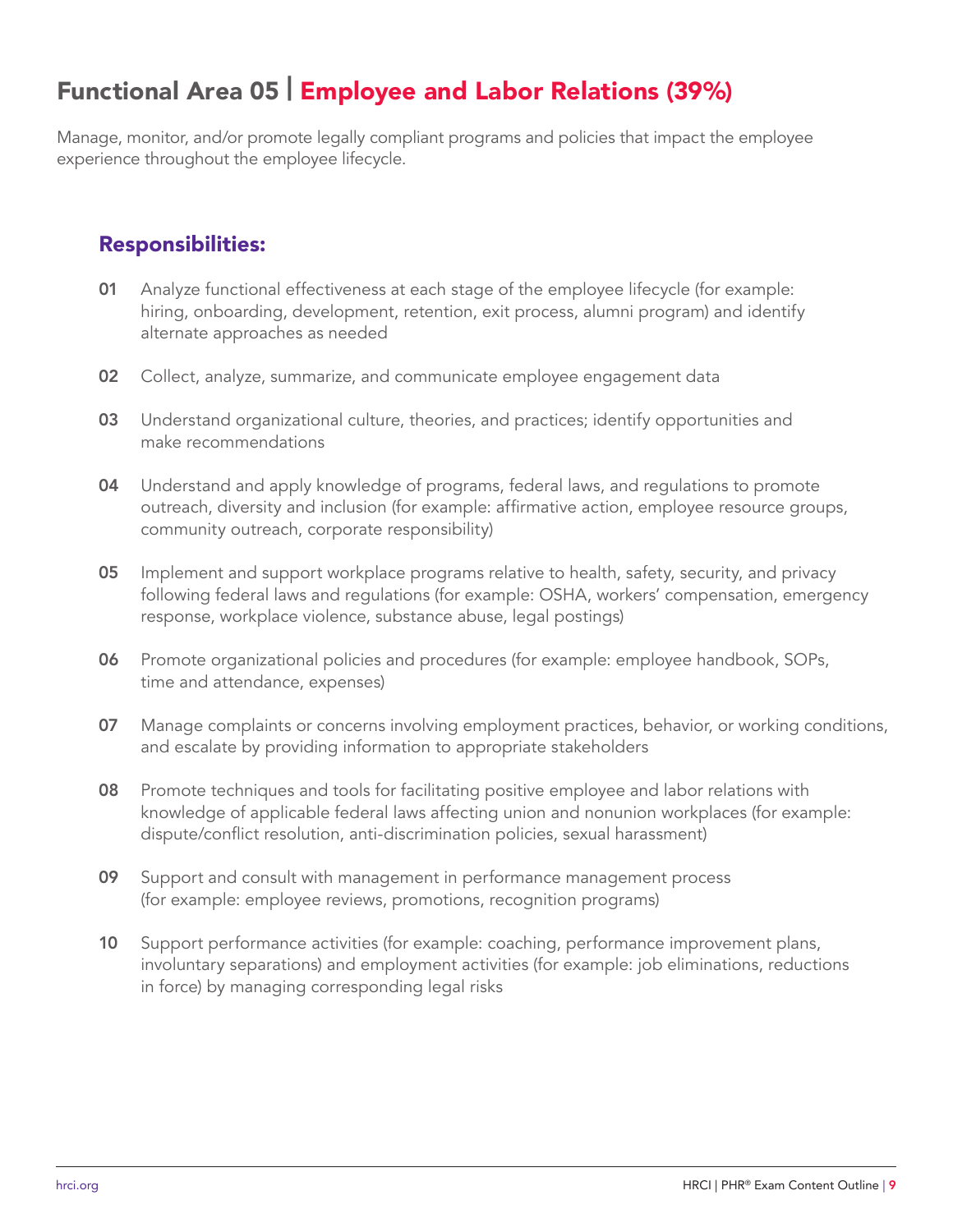# Functional Area 05 | Employee and Labor Relations (39%)

Manage, monitor, and/or promote legally compliant programs and policies that impact the employee experience throughout the employee lifecycle.

## Responsibilities:

**01** Analyze functional effectiveness at each stage of the employee lifecycle (for example: hiring, onboarding, development, retention, exit process, alumni program) and identify alternate approaches as needed

**02** Collect, analyze, summarize, and communicate employee engagement data

**03** Understand organizational culture, theories, and practices; identify opportunities and make recommendations

**04** Understand and apply knowledge of programs, federal laws, and regulations to promote outreach, diversity and inclusion (for example: affirmative action, employee resource groups, community outreach, corporate responsibility)

**05** Implement and support workplace programs relative to health, safety, security, and privacy following federal laws and regulations (for example: OSHA, workers' compensation, emergency response, workplace violence, substance abuse, legal postings)

**06** Promote organizational policies and procedures (for example: employee handbook, SOPs, time and attendance, expenses)

**07** Manage complaints or concerns involving employment practices, behavior, or working conditions, and escalate by providing information to appropriate stakeholders

**08** Promote techniques and tools for facilitating positive employee and labor relations with knowledge of applicable federal laws affecting union and nonunion workplaces (for example: dispute/conflict resolution, anti-discrimination policies, sexual harassment)

**09** Support and consult with management in performance management process (for example: employee reviews, promotions, recognition programs)

**10** Support performance activities (for example: coaching, performance improvement plans, involuntary separations) and employment activities (for example: job eliminations, reductions in force) by managing corresponding legal risks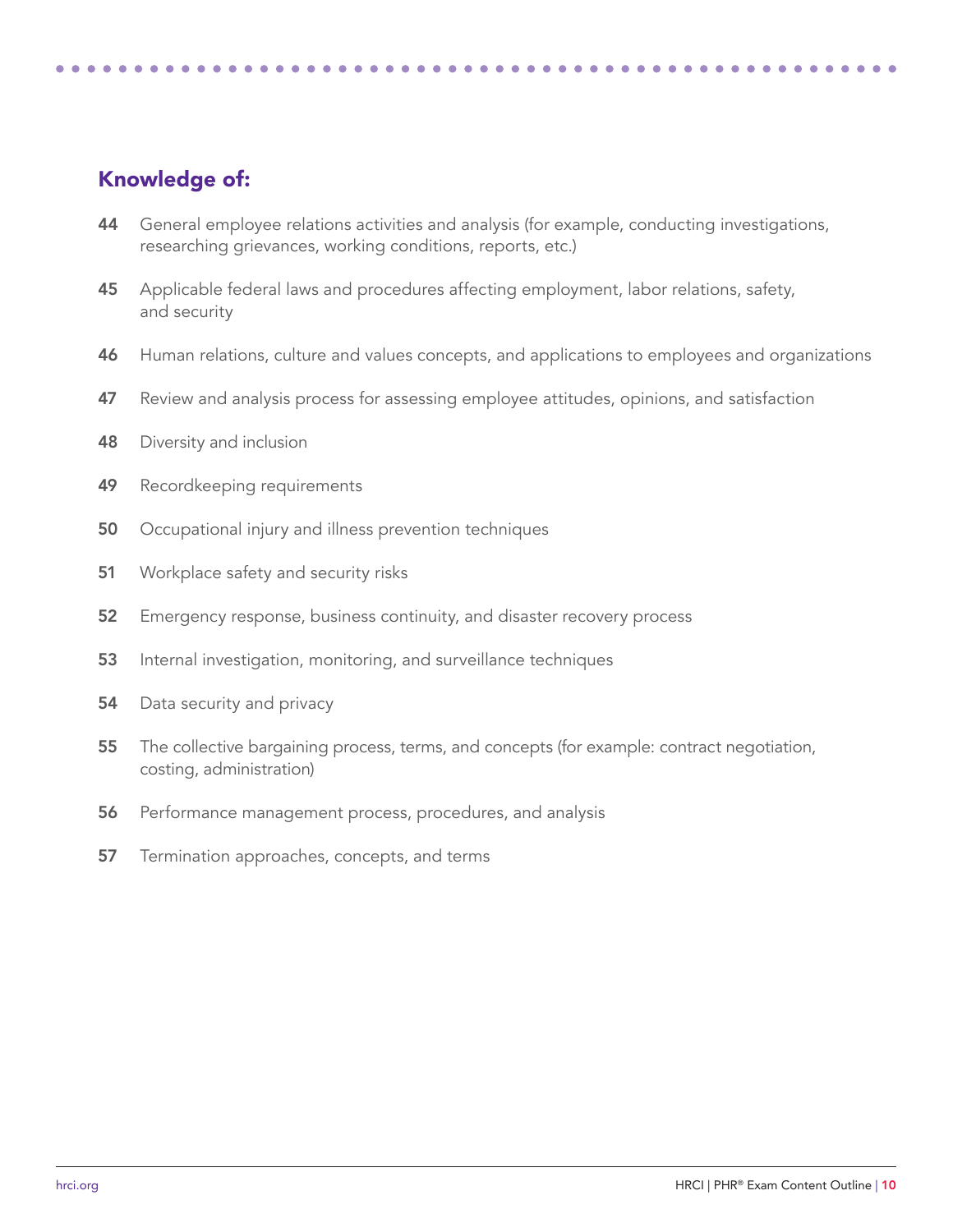## Knowledge of:

**44** General employee relations activities and analysis (for example, conducting investigations, researching grievances, working conditions, reports, etc.)

**45** Applicable federal laws and procedures affecting employment, labor relations, safety, and security

**46** Human relations, culture and values concepts, and applications to employees and organizations

**47** Review and analysis process for assessing employee attitudes, opinions, and satisfaction

**48** Diversity and inclusion

**49** Recordkeeping requirements

**50** Occupational injury and illness prevention techniques

**51** Workplace safety and security risks

**52** Emergency response, business continuity, and disaster recovery process

**53** Internal investigation, monitoring, and surveillance techniques

**54** Data security and privacy

**55** The collective bargaining process, terms, and concepts (for example: contract negotiation, costing, administration)

**56** Performance management process, procedures, and analysis

**57** Termination approaches, concepts, and terms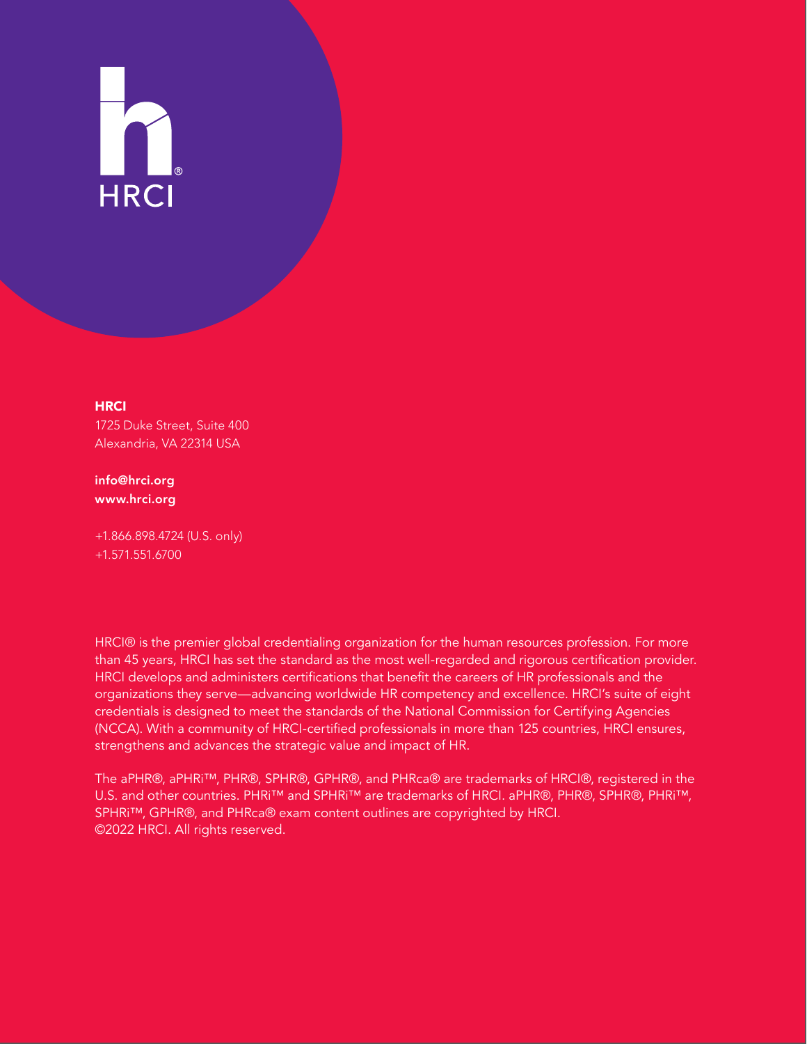HRCI

**HRCI**
1725 Duke Street, Suite 400
Alexandria, VA 22314 USA

**info@hrci.org**
**www.hrci.org**

+1.866.898.4724 (U.S. only)
+1.571.551.6700

HRCI® is the premier global credentialing organization for the human resources profession. For more than 45 years, HRCI has set the standard as the most well-regarded and rigorous certification provider. HRCI develops and administers certifications that benefit the careers of HR professionals and the organizations they serve—advancing worldwide HR competency and excellence. HRCI's suite of eight credentials is designed to meet the standards of the National Commission for Certifying Agencies (NCCA). With a community of HRCI-certified professionals in more than 125 countries, HRCI ensures, strengthens and advances the strategic value and impact of HR.

The aPHR®, aPHRi™, PHR®, SPHR®, GPHR®, and PHRca® are trademarks of HRCI®, registered in the U.S. and other countries. PHRi™ and SPHRi™ are trademarks of HRCI. aPHR®, PHR®, SPHR®, PHRi™, SPHRi™, GPHR®, and PHRca® exam content outlines are copyrighted by HRCI.
©2022 HRCI. All rights reserved.